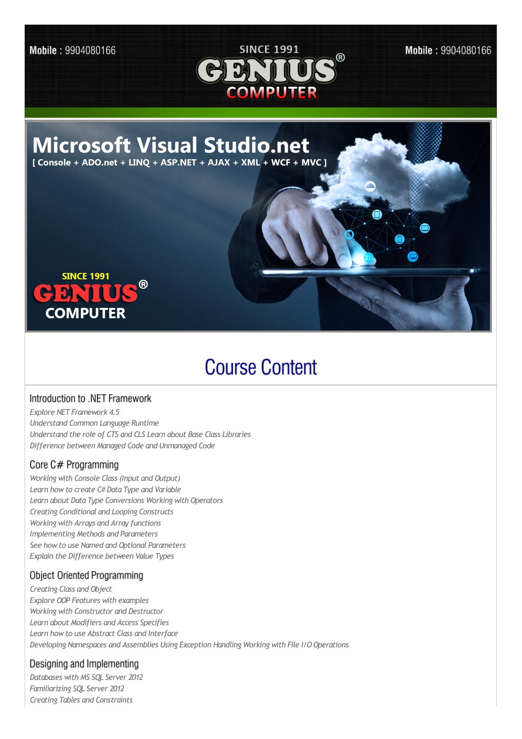Mobile : 9904080166

SINCE 1991

# GENIUS® COMPUTER

Mobile : 9904080166

# Microsoft Visual Studio.net

**[ Console + ADO.net + LINQ + ASP.NET + AJAX + XML + WCF + MVC ]**

SINCE 1991

GENIUS® COMPUTER

## Course Content

### Introduction to .NET Framework

*Explore NET Framework 4.5*
*Understand Common Language Runtime*
*Understand the role of CTS and CLS Learn about Base Class Libraries*
*Difference between Managed Code and Unmanaged Code*

### Core C# Programming

*Working with Console Class (Input and Output)*
*Learn how to create C# Data Type and Variable*
*Learn about Data Type Conversions Working with Operators*
*Creating Conditional and Looping Constructs*
*Working with Arrays and Array functions*
*Implementing Methods and Parameters*
*See how to use Named and Optional Parameters*
*Explain the Difference between Value Types*

### Object Oriented Programming

*Creating Class and Object*
*Explore OOP Features with examples*
*Working with Constructor and Destructor*
*Learn about Modifiers and Access Specifies*
*Learn how to use Abstract Class and Interface*
*Developing Namespaces and Assemblies Using Exception Handling Working with File I/O Operations*

### Designing and Implementing

*Databases with MS SQL Server 2012*
*Familiarizing SQL Server 2012*
*Creating Tables and Constraints*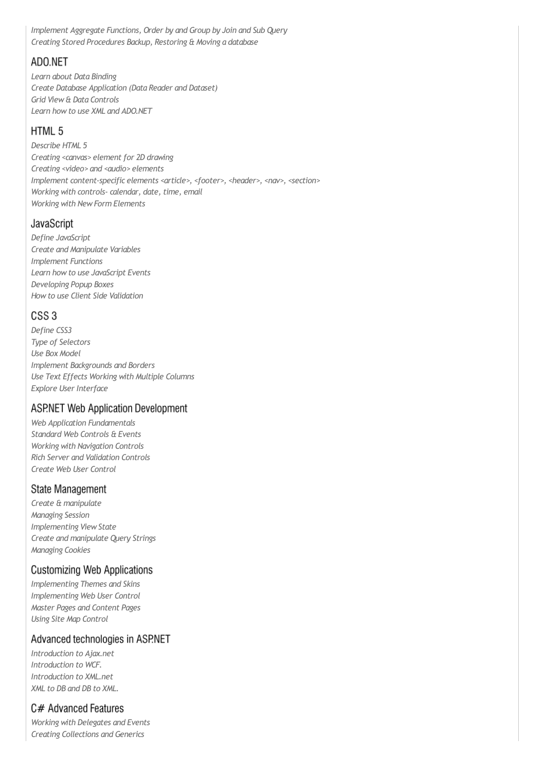*Implement Aggregate Functions, Order by and Group by Join and Sub Query*
*Creating Stored Procedures Backup, Restoring & Moving a database*

## ADO.NET

*Learn about Data Binding*
*Create Database Application (Data Reader and Dataset)*
*Grid View & Data Controls*
*Learn how to use XML and ADO.NET*

## HTML 5

*Describe HTML 5*
*Creating <canvas> element for 2D drawing*
*Creating <video> and <audio> elements*
*Implement content-specific elements <article>, <footer>, <header>, <nav>, <section>*
*Working with controls- calendar, date, time, email*
*Working with New Form Elements*

## JavaScript

*Define JavaScript*
*Create and Manipulate Variables*
*Implement Functions*
*Learn how to use JavaScript Events*
*Developing Popup Boxes*
*How to use Client Side Validation*

## CSS 3

*Define CSS3*
*Type of Selectors*
*Use Box Model*
*Implement Backgrounds and Borders*
*Use Text Effects Working with Multiple Columns*
*Explore User Interface*

## ASP.NET Web Application Development

*Web Application Fundamentals*
*Standard Web Controls & Events*
*Working with Navigation Controls*
*Rich Server and Validation Controls*
*Create Web User Control*

## State Management

*Create & manipulate*
*Managing Session*
*Implementing View State*
*Create and manipulate Query Strings*
*Managing Cookies*

## Customizing Web Applications

*Implementing Themes and Skins*
*Implementing Web User Control*
*Master Pages and Content Pages*
*Using Site Map Control*

## Advanced technologies in ASP.NET

*Introduction to Ajax.net*
*Introduction to WCF.*
*Introduction to XML.net*
*XML to DB and DB to XML.*

## C# Advanced Features

*Working with Delegates and Events*
*Creating Collections and Generics*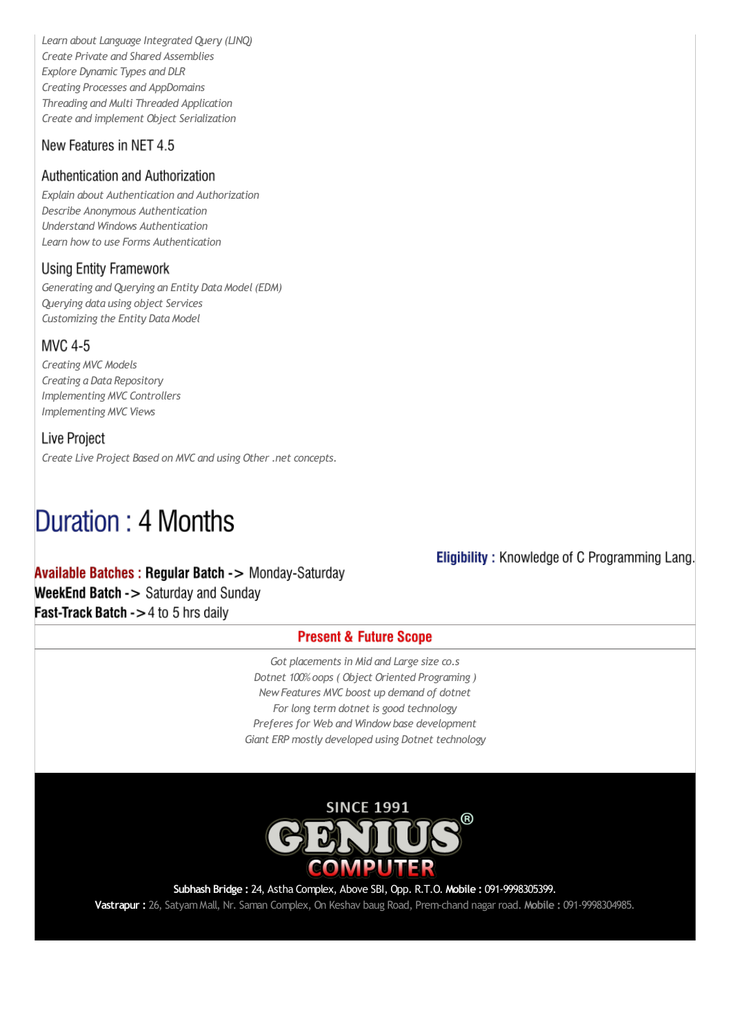*Learn about Language Integrated Query (LINQ)*
*Create Private and Shared Assemblies*
*Explore Dynamic Types and DLR*
*Creating Processes and AppDomains*
*Threading and Multi Threaded Application*
*Create and implement Object Serialization*

### New Features in NET 4.5

### Authentication and Authorization

*Explain about Authentication and Authorization*
*Describe Anonymous Authentication*
*Understand Windows Authentication*
*Learn how to use Forms Authentication*

### Using Entity Framework

*Generating and Querying an Entity Data Model (EDM)*
*Querying data using object Services*
*Customizing the Entity Data Model*

### MVC 4-5

*Creating MVC Models*
*Creating a Data Repository*
*Implementing MVC Controllers*
*Implementing MVC Views*

### Live Project

*Create Live Project Based on MVC and using Other .net concepts.*

# Duration : 4 Months

**Eligibility :** Knowledge of C Programming Lang.

**Available Batches : Regular Batch ->** Monday-Saturday
**WeekEnd Batch ->** Saturday and Sunday
**Fast-Track Batch ->** 4 to 5 hrs daily

## Present & Future Scope

*Got placements in Mid and Large size co.s*
*Dotnet 100% oops ( Object Oriented Programing )*
*New Features MVC boost up demand of dotnet*
*For long term dotnet is good technology*
*Preferes for Web and Window base development*
*Giant ERP mostly developed using Dotnet technology*

SINCE 1991
GENIUS® COMPUTER

**Subhash Bridge :** 24, Astha Complex, Above SBI, Opp. R.T.O. **Mobile :** 091-9998305399.
**Vastrapur :** 26, Satyam Mall, Nr. Saman Complex, On Keshav baug Road, Prem-chand nagar road. **Mobile :** 091-9998304985.